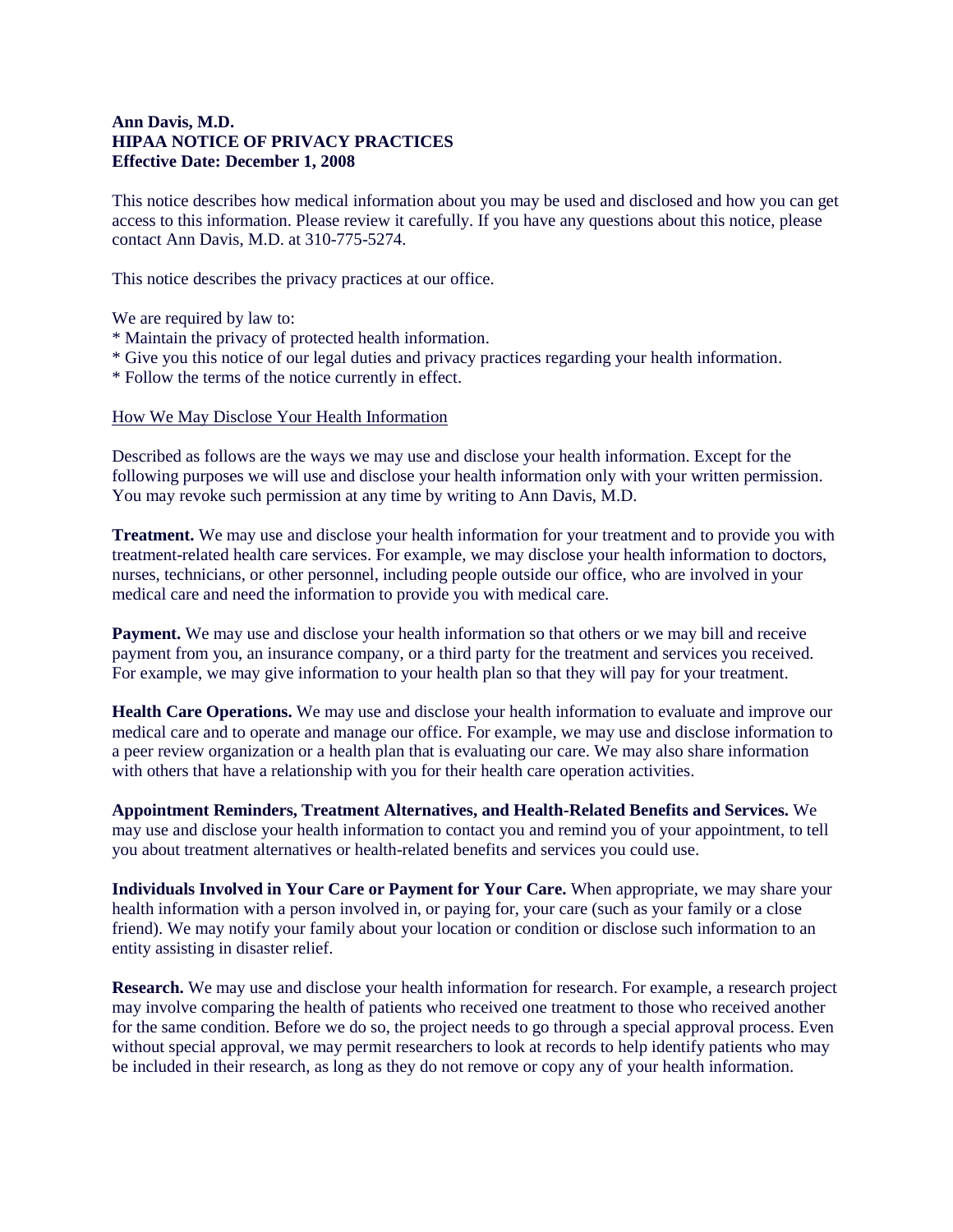**Ann Davis, M.D.**
**HIPAA NOTICE OF PRIVACY PRACTICES**
**Effective Date: December 1, 2008**

This notice describes how medical information about you may be used and disclosed and how you can get access to this information. Please review it carefully. If you have any questions about this notice, please contact Ann Davis, M.D. at 310-775-5274.

This notice describes the privacy practices at our office.

We are required by law to:

* Maintain the privacy of protected health information.
* Give you this notice of our legal duties and privacy practices regarding your health information.
* Follow the terms of the notice currently in effect.

<u>How We May Disclose Your Health Information</u>

Described as follows are the ways we may use and disclose your health information. Except for the following purposes we will use and disclose your health information only with your written permission. You may revoke such permission at any time by writing to Ann Davis, M.D.

**Treatment.** We may use and disclose your health information for your treatment and to provide you with treatment-related health care services. For example, we may disclose your health information to doctors, nurses, technicians, or other personnel, including people outside our office, who are involved in your medical care and need the information to provide you with medical care.

**Payment.** We may use and disclose your health information so that others or we may bill and receive payment from you, an insurance company, or a third party for the treatment and services you received. For example, we may give information to your health plan so that they will pay for your treatment.

**Health Care Operations.** We may use and disclose your health information to evaluate and improve our medical care and to operate and manage our office. For example, we may use and disclose information to a peer review organization or a health plan that is evaluating our care. We may also share information with others that have a relationship with you for their health care operation activities.

**Appointment Reminders, Treatment Alternatives, and Health-Related Benefits and Services.** We may use and disclose your health information to contact you and remind you of your appointment, to tell you about treatment alternatives or health-related benefits and services you could use.

**Individuals Involved in Your Care or Payment for Your Care.** When appropriate, we may share your health information with a person involved in, or paying for, your care (such as your family or a close friend). We may notify your family about your location or condition or disclose such information to an entity assisting in disaster relief.

**Research.** We may use and disclose your health information for research. For example, a research project may involve comparing the health of patients who received one treatment to those who received another for the same condition. Before we do so, the project needs to go through a special approval process. Even without special approval, we may permit researchers to look at records to help identify patients who may be included in their research, as long as they do not remove or copy any of your health information.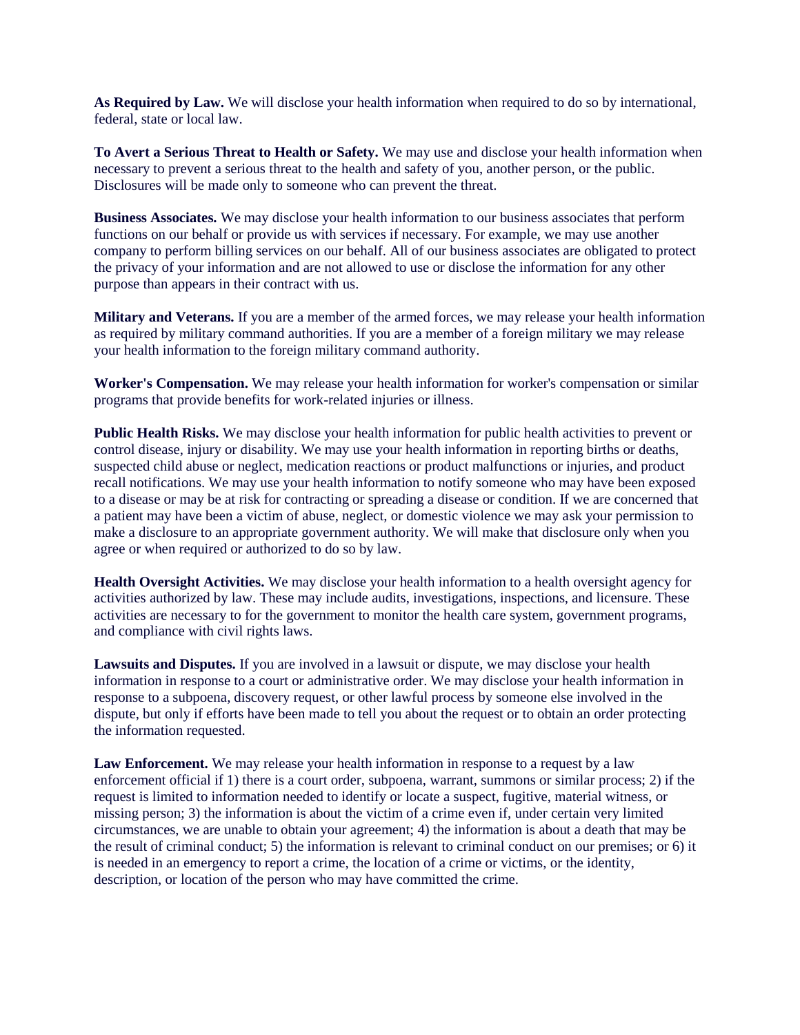**As Required by Law.** We will disclose your health information when required to do so by international, federal, state or local law.

**To Avert a Serious Threat to Health or Safety.** We may use and disclose your health information when necessary to prevent a serious threat to the health and safety of you, another person, or the public. Disclosures will be made only to someone who can prevent the threat.

**Business Associates.** We may disclose your health information to our business associates that perform functions on our behalf or provide us with services if necessary. For example, we may use another company to perform billing services on our behalf. All of our business associates are obligated to protect the privacy of your information and are not allowed to use or disclose the information for any other purpose than appears in their contract with us.

**Military and Veterans.** If you are a member of the armed forces, we may release your health information as required by military command authorities. If you are a member of a foreign military we may release your health information to the foreign military command authority.

**Worker's Compensation.** We may release your health information for worker's compensation or similar programs that provide benefits for work-related injuries or illness.

**Public Health Risks.** We may disclose your health information for public health activities to prevent or control disease, injury or disability. We may use your health information in reporting births or deaths, suspected child abuse or neglect, medication reactions or product malfunctions or injuries, and product recall notifications. We may use your health information to notify someone who may have been exposed to a disease or may be at risk for contracting or spreading a disease or condition. If we are concerned that a patient may have been a victim of abuse, neglect, or domestic violence we may ask your permission to make a disclosure to an appropriate government authority. We will make that disclosure only when you agree or when required or authorized to do so by law.

**Health Oversight Activities.** We may disclose your health information to a health oversight agency for activities authorized by law. These may include audits, investigations, inspections, and licensure. These activities are necessary to for the government to monitor the health care system, government programs, and compliance with civil rights laws.

**Lawsuits and Disputes.** If you are involved in a lawsuit or dispute, we may disclose your health information in response to a court or administrative order. We may disclose your health information in response to a subpoena, discovery request, or other lawful process by someone else involved in the dispute, but only if efforts have been made to tell you about the request or to obtain an order protecting the information requested.

**Law Enforcement.** We may release your health information in response to a request by a law enforcement official if 1) there is a court order, subpoena, warrant, summons or similar process; 2) if the request is limited to information needed to identify or locate a suspect, fugitive, material witness, or missing person; 3) the information is about the victim of a crime even if, under certain very limited circumstances, we are unable to obtain your agreement; 4) the information is about a death that may be the result of criminal conduct; 5) the information is relevant to criminal conduct on our premises; or 6) it is needed in an emergency to report a crime, the location of a crime or victims, or the identity, description, or location of the person who may have committed the crime.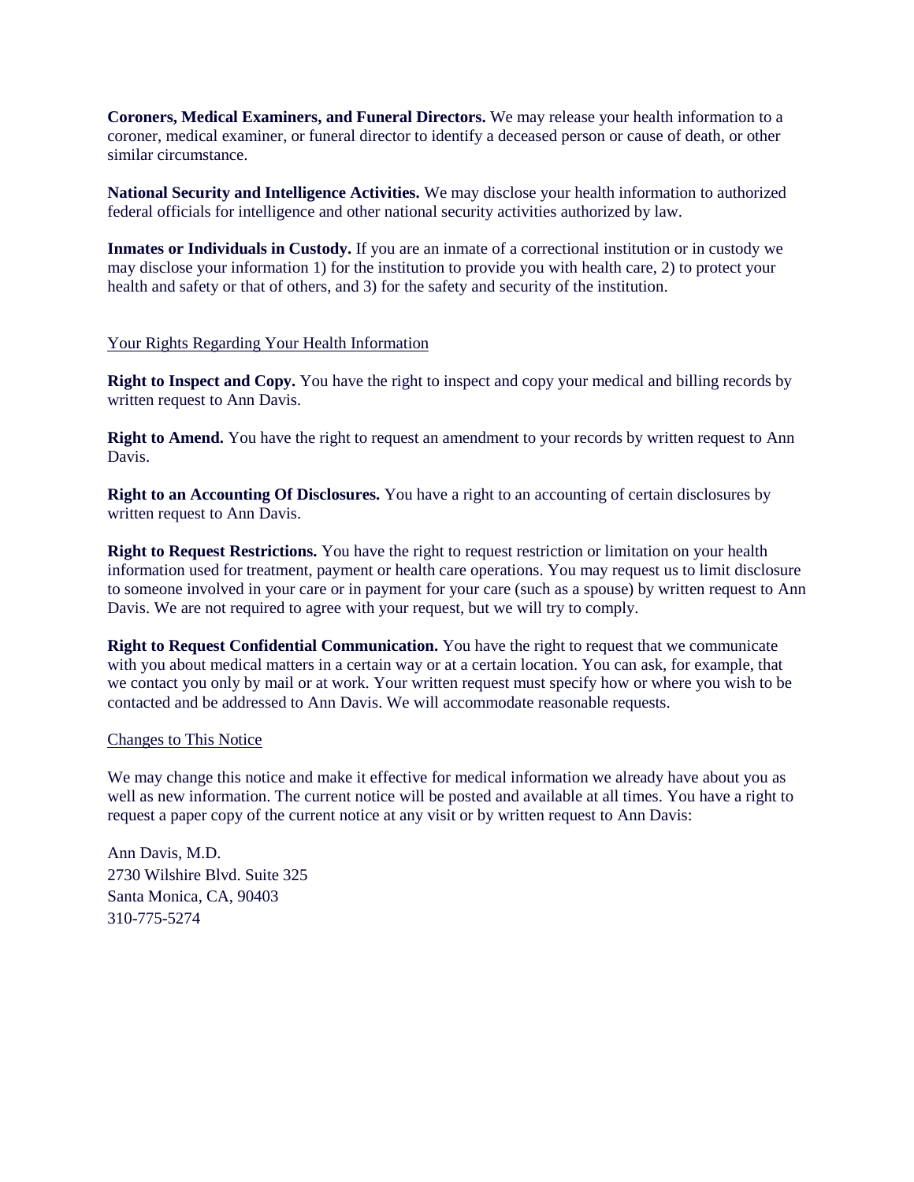**Coroners, Medical Examiners, and Funeral Directors.** We may release your health information to a coroner, medical examiner, or funeral director to identify a deceased person or cause of death, or other similar circumstance.

**National Security and Intelligence Activities.** We may disclose your health information to authorized federal officials for intelligence and other national security activities authorized by law.

**Inmates or Individuals in Custody.** If you are an inmate of a correctional institution or in custody we may disclose your information 1) for the institution to provide you with health care, 2) to protect your health and safety or that of others, and 3) for the safety and security of the institution.

## Your Rights Regarding Your Health Information

**Right to Inspect and Copy.** You have the right to inspect and copy your medical and billing records by written request to Ann Davis.

**Right to Amend.** You have the right to request an amendment to your records by written request to Ann Davis.

**Right to an Accounting Of Disclosures.** You have a right to an accounting of certain disclosures by written request to Ann Davis.

**Right to Request Restrictions.** You have the right to request restriction or limitation on your health information used for treatment, payment or health care operations. You may request us to limit disclosure to someone involved in your care or in payment for your care (such as a spouse) by written request to Ann Davis. We are not required to agree with your request, but we will try to comply.

**Right to Request Confidential Communication.** You have the right to request that we communicate with you about medical matters in a certain way or at a certain location. You can ask, for example, that we contact you only by mail or at work. Your written request must specify how or where you wish to be contacted and be addressed to Ann Davis. We will accommodate reasonable requests.

## Changes to This Notice

We may change this notice and make it effective for medical information we already have about you as well as new information. The current notice will be posted and available at all times. You have a right to request a paper copy of the current notice at any visit or by written request to Ann Davis:

Ann Davis, M.D.
2730 Wilshire Blvd. Suite 325
Santa Monica, CA, 90403
310-775-5274